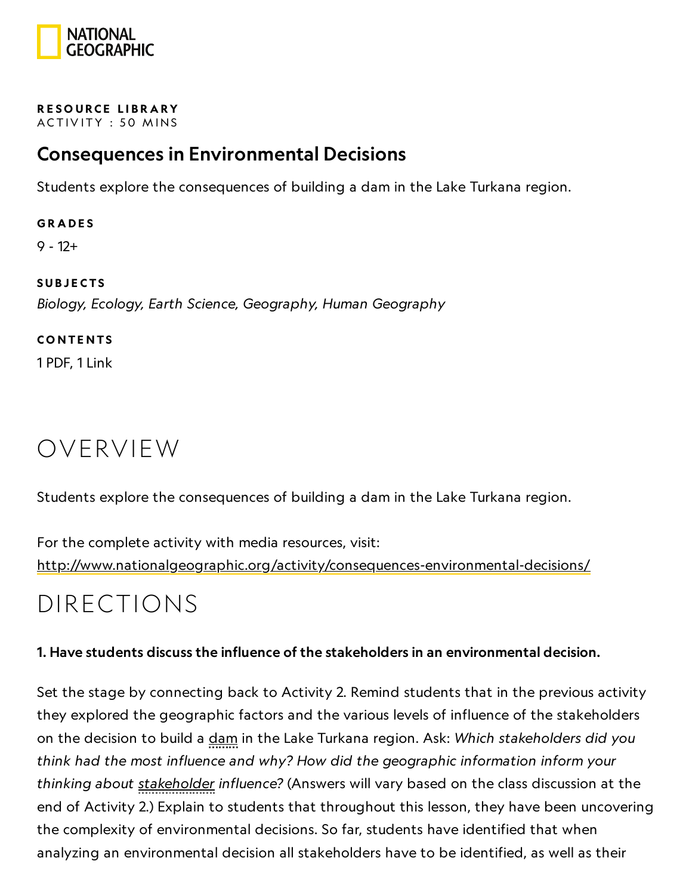**RESOURCE LIBRARY**
ACTIVITY : 50 MINS

# Consequences in Environmental Decisions

Students explore the consequences of building a dam in the Lake Turkana region.

**GRADES**

9 - 12+

**SUBJECTS**

*Biology, Ecology, Earth Science, Geography, Human Geography*

**CONTENTS**

1 PDF, 1 Link

## OVERVIEW

Students explore the consequences of building a dam in the Lake Turkana region.

For the complete activity with media resources, visit:
http://www.nationalgeographic.org/activity/consequences-environmental-decisions/

## DIRECTIONS

**1. Have students discuss the influence of the stakeholders in an environmental decision.**

Set the stage by connecting back to Activity 2. Remind students that in the previous activity they explored the geographic factors and the various levels of influence of the stakeholders on the decision to build a dam in the Lake Turkana region. Ask: *Which stakeholders did you think had the most influence and why? How did the geographic information inform your thinking about stakeholder influence?* (Answers will vary based on the class discussion at the end of Activity 2.) Explain to students that throughout this lesson, they have been uncovering the complexity of environmental decisions. So far, students have identified that when analyzing an environmental decision all stakeholders have to be identified, as well as their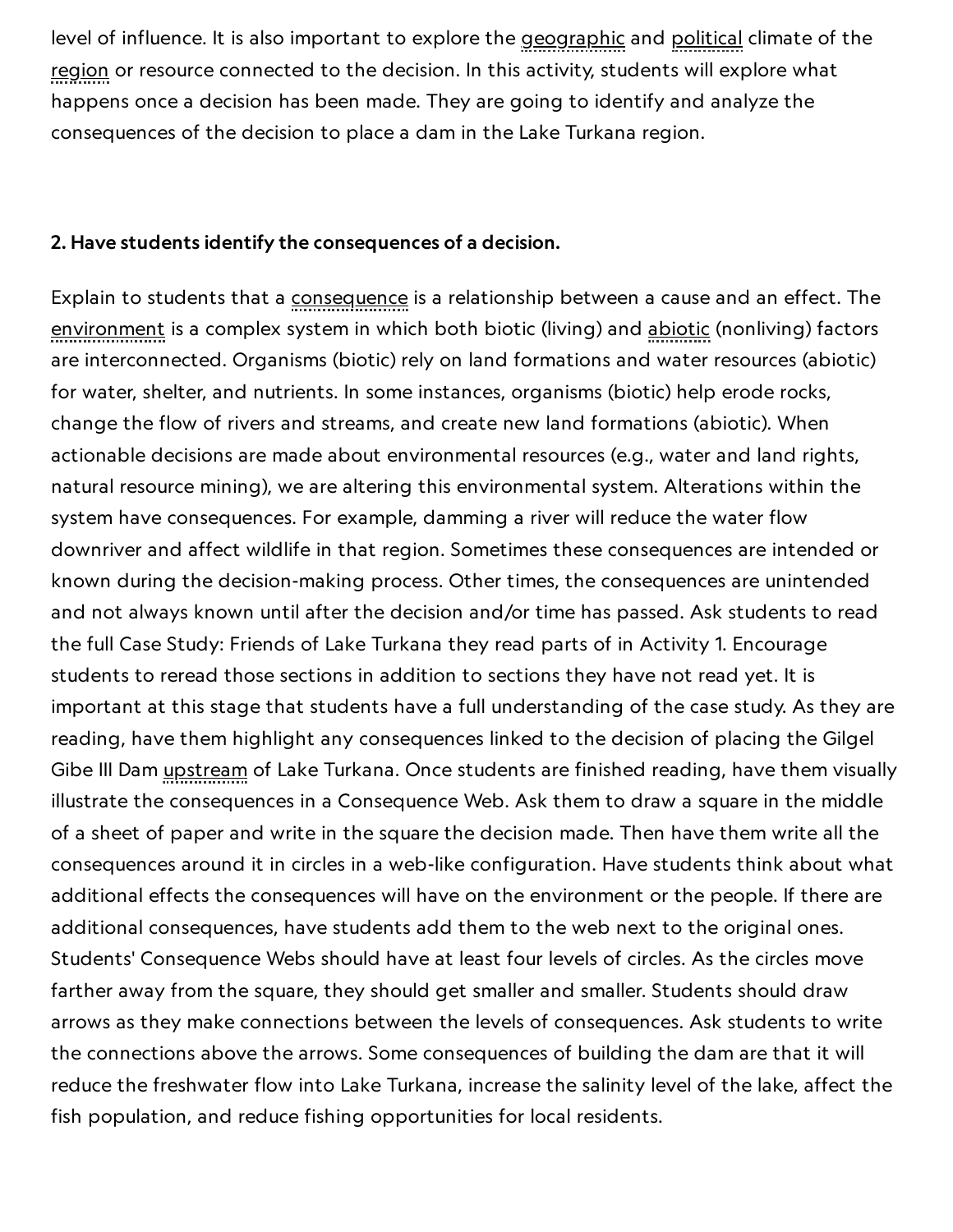level of influence. It is also important to explore the geographic and political climate of the region or resource connected to the decision. In this activity, students will explore what happens once a decision has been made. They are going to identify and analyze the consequences of the decision to place a dam in the Lake Turkana region.

**2. Have students identify the consequences of a decision.**

Explain to students that a consequence is a relationship between a cause and an effect. The environment is a complex system in which both biotic (living) and abiotic (nonliving) factors are interconnected. Organisms (biotic) rely on land formations and water resources (abiotic) for water, shelter, and nutrients. In some instances, organisms (biotic) help erode rocks, change the flow of rivers and streams, and create new land formations (abiotic). When actionable decisions are made about environmental resources (e.g., water and land rights, natural resource mining), we are altering this environmental system. Alterations within the system have consequences. For example, damming a river will reduce the water flow downriver and affect wildlife in that region. Sometimes these consequences are intended or known during the decision-making process. Other times, the consequences are unintended and not always known until after the decision and/or time has passed. Ask students to read the full Case Study: Friends of Lake Turkana they read parts of in Activity 1. Encourage students to reread those sections in addition to sections they have not read yet. It is important at this stage that students have a full understanding of the case study. As they are reading, have them highlight any consequences linked to the decision of placing the Gilgel Gibe III Dam upstream of Lake Turkana. Once students are finished reading, have them visually illustrate the consequences in a Consequence Web. Ask them to draw a square in the middle of a sheet of paper and write in the square the decision made. Then have them write all the consequences around it in circles in a web-like configuration. Have students think about what additional effects the consequences will have on the environment or the people. If there are additional consequences, have students add them to the web next to the original ones. Students' Consequence Webs should have at least four levels of circles. As the circles move farther away from the square, they should get smaller and smaller. Students should draw arrows as they make connections between the levels of consequences. Ask students to write the connections above the arrows. Some consequences of building the dam are that it will reduce the freshwater flow into Lake Turkana, increase the salinity level of the lake, affect the fish population, and reduce fishing opportunities for local residents.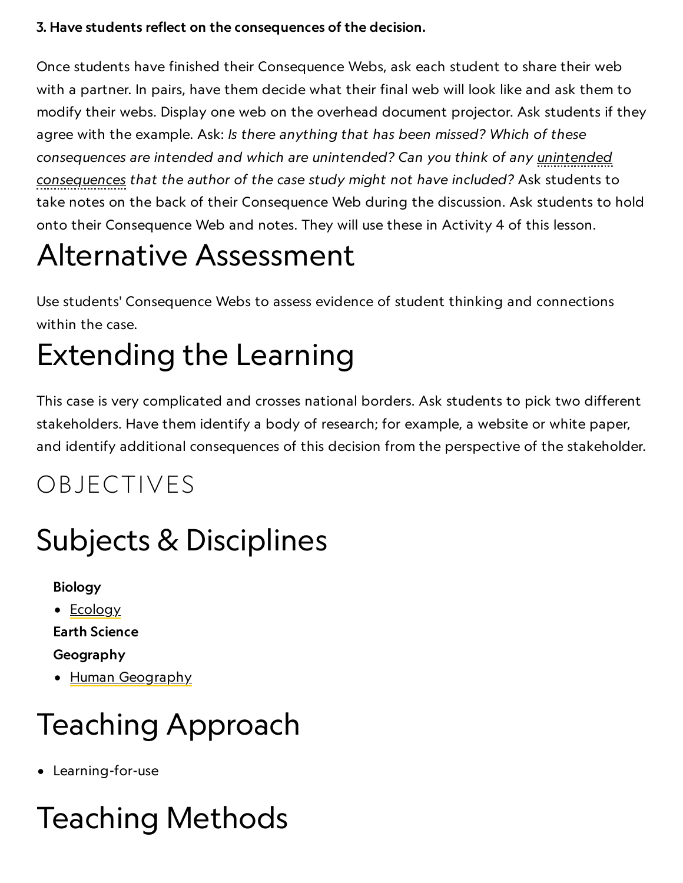**3. Have students reflect on the consequences of the decision.**

Once students have finished their Consequence Webs, ask each student to share their web with a partner. In pairs, have them decide what their final web will look like and ask them to modify their webs. Display one web on the overhead document projector. Ask students if they agree with the example. Ask: *Is there anything that has been missed? Which of these consequences are intended and which are unintended? Can you think of any unintended consequences that the author of the case study might not have included?* Ask students to take notes on the back of their Consequence Web during the discussion. Ask students to hold onto their Consequence Web and notes. They will use these in Activity 4 of this lesson.

# Alternative Assessment

Use students' Consequence Webs to assess evidence of student thinking and connections within the case.

# Extending the Learning

This case is very complicated and crosses national borders. Ask students to pick two different stakeholders. Have them identify a body of research; for example, a website or white paper, and identify additional consequences of this decision from the perspective of the stakeholder.

## OBJECTIVES

# Subjects & Disciplines

**Biology**

- Ecology

**Earth Science**

**Geography**

- Human Geography

# Teaching Approach

- Learning-for-use

# Teaching Methods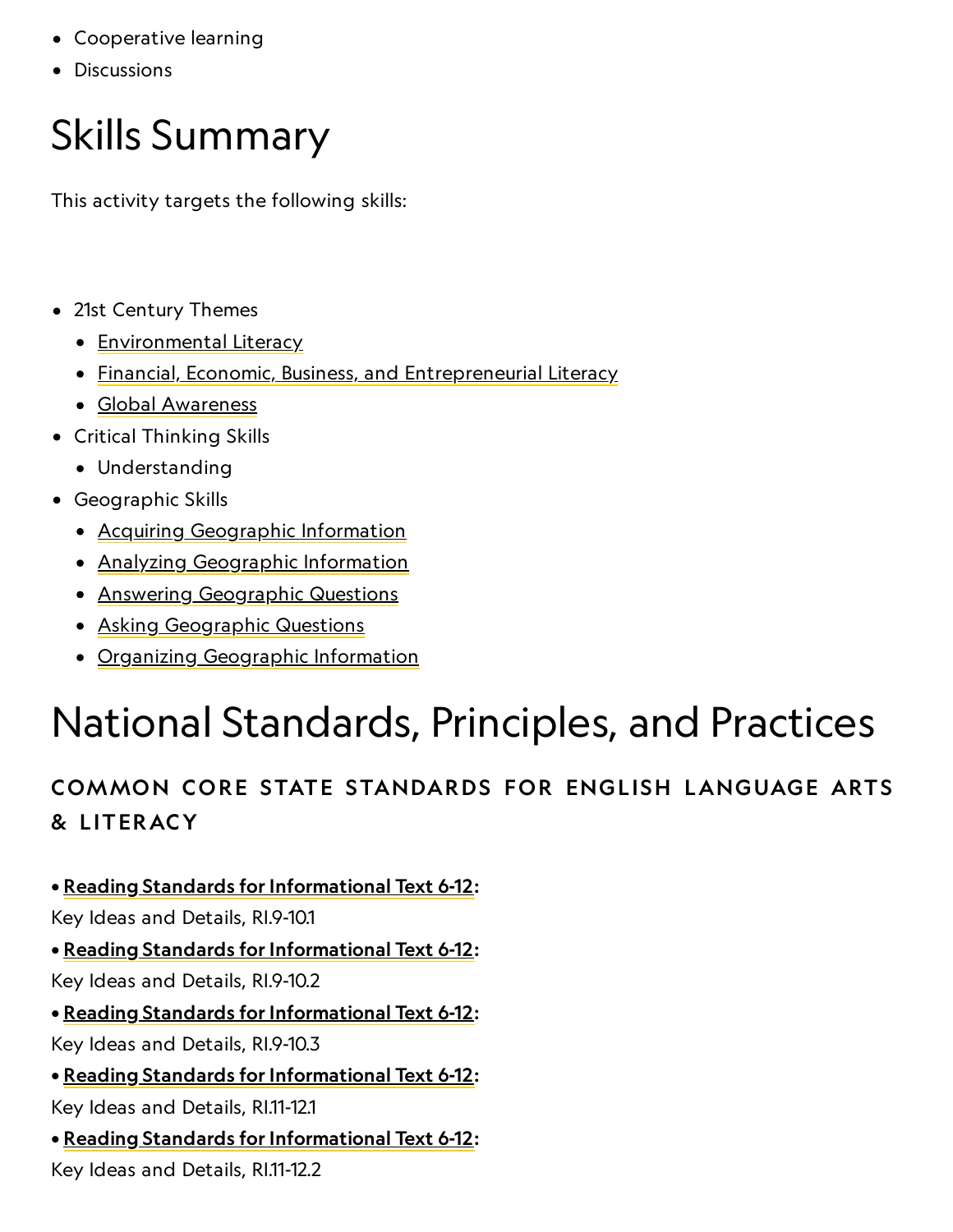- Cooperative learning
- Discussions

# Skills Summary

This activity targets the following skills:

- 21st Century Themes
  - Environmental Literacy
  - Financial, Economic, Business, and Entrepreneurial Literacy
  - Global Awareness
- Critical Thinking Skills
  - Understanding
- Geographic Skills
  - Acquiring Geographic Information
  - Analyzing Geographic Information
  - Answering Geographic Questions
  - Asking Geographic Questions
  - Organizing Geographic Information

# National Standards, Principles, and Practices

### COMMON CORE STATE STANDARDS FOR ENGLISH LANGUAGE ARTS & LITERACY

• **Reading Standards for Informational Text 6-12:**
Key Ideas and Details, RI.9-10.1

• **Reading Standards for Informational Text 6-12:**
Key Ideas and Details, RI.9-10.2

• **Reading Standards for Informational Text 6-12:**
Key Ideas and Details, RI.9-10.3

• **Reading Standards for Informational Text 6-12:**
Key Ideas and Details, RI.11-12.1

• **Reading Standards for Informational Text 6-12:**
Key Ideas and Details, RI.11-12.2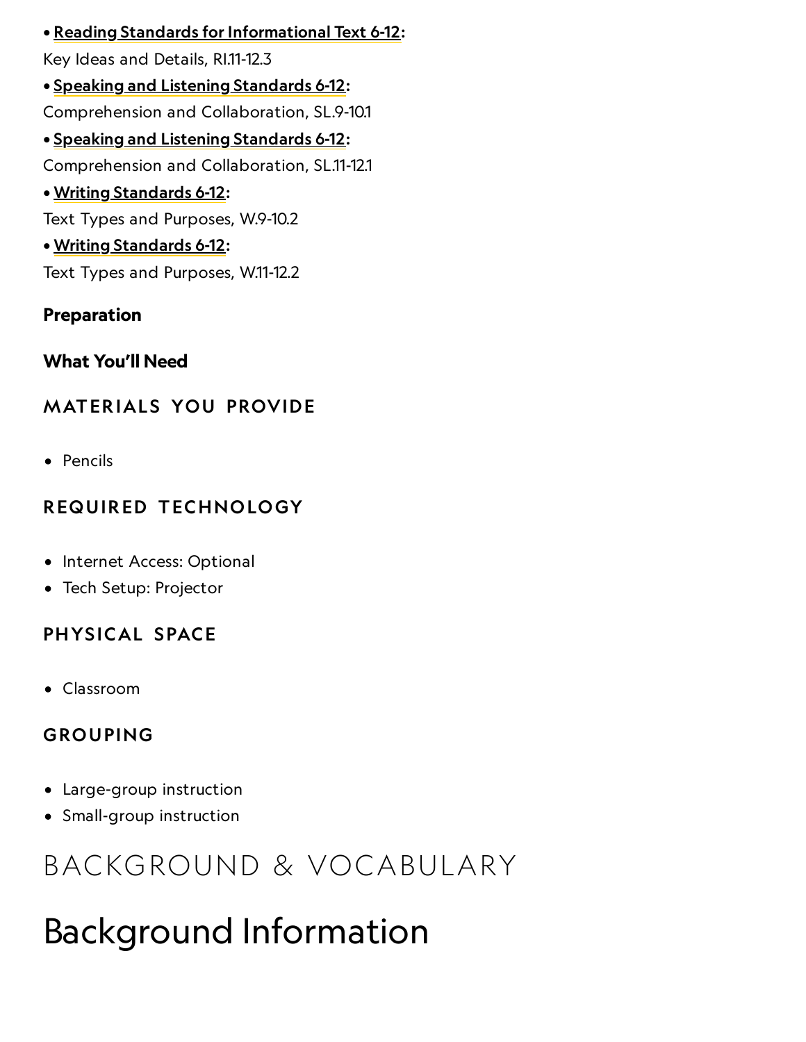- **Reading Standards for Informational Text 6-12:**
  Key Ideas and Details, RI.11-12.3
- **Speaking and Listening Standards 6-12:**
  Comprehension and Collaboration, SL.9-10.1
- **Speaking and Listening Standards 6-12:**
  Comprehension and Collaboration, SL.11-12.1
- **Writing Standards 6-12:**
  Text Types and Purposes, W.9-10.2
- **Writing Standards 6-12:**
  Text Types and Purposes, W.11-12.2

**Preparation**

**What You'll Need**

### MATERIALS YOU PROVIDE

- Pencils

### REQUIRED TECHNOLOGY

- Internet Access: Optional
- Tech Setup: Projector

### PHYSICAL SPACE

- Classroom

### GROUPING

- Large-group instruction
- Small-group instruction

# BACKGROUND & VOCABULARY

## Background Information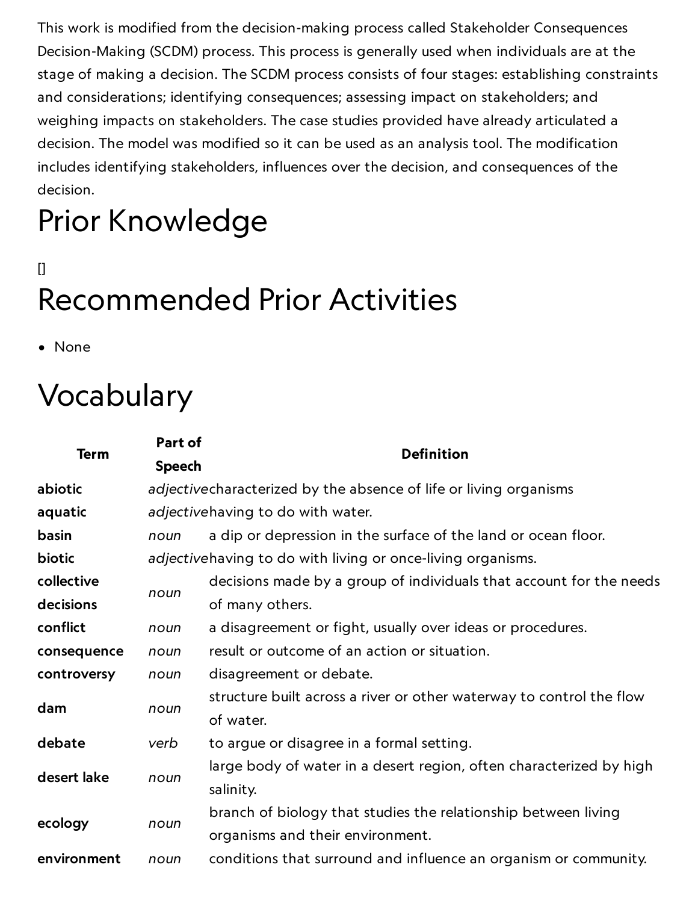This work is modified from the decision-making process called Stakeholder Consequences Decision-Making (SCDM) process. This process is generally used when individuals are at the stage of making a decision. The SCDM process consists of four stages: establishing constraints and considerations; identifying consequences; assessing impact on stakeholders; and weighing impacts on stakeholders. The case studies provided have already articulated a decision. The model was modified so it can be used as an analysis tool. The modification includes identifying stakeholders, influences over the decision, and consequences of the decision.

# Prior Knowledge

[]

# Recommended Prior Activities

- None

# Vocabulary

| Term | Part of Speech | Definition |
|---|---|---|
| **abiotic** | *adjective* | characterized by the absence of life or living organisms |
| **aquatic** | *adjective* | having to do with water. |
| **basin** | *noun* | a dip or depression in the surface of the land or ocean floor. |
| **biotic** | *adjective* | having to do with living or once-living organisms. |
| **collective decisions** | *noun* | decisions made by a group of individuals that account for the needs of many others. |
| **conflict** | *noun* | a disagreement or fight, usually over ideas or procedures. |
| **consequence** | *noun* | result or outcome of an action or situation. |
| **controversy** | *noun* | disagreement or debate. |
| **dam** | *noun* | structure built across a river or other waterway to control the flow of water. |
| **debate** | *verb* | to argue or disagree in a formal setting. |
| **desert lake** | *noun* | large body of water in a desert region, often characterized by high salinity. |
| **ecology** | *noun* | branch of biology that studies the relationship between living organisms and their environment. |
| **environment** | *noun* | conditions that surround and influence an organism or community. |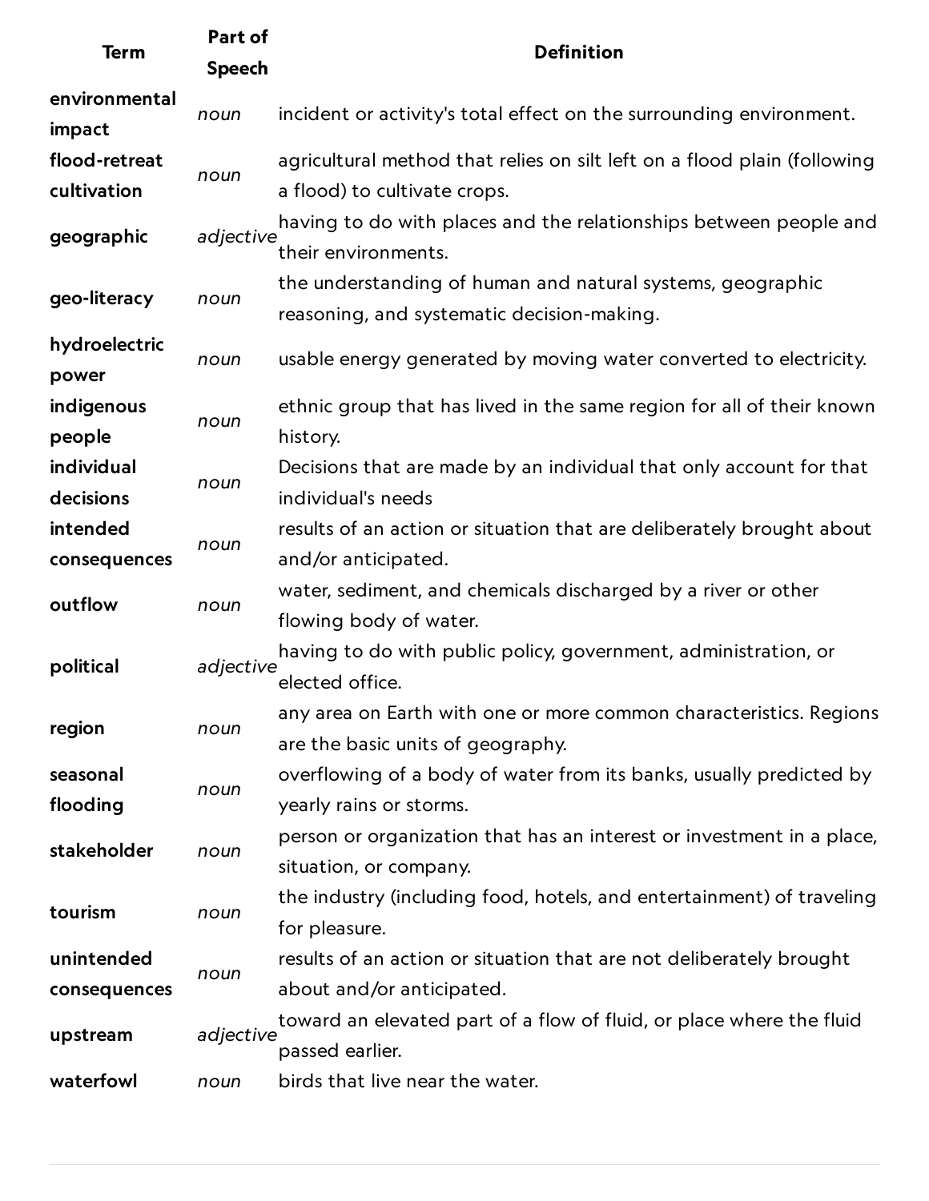| Term | Part of Speech | Definition |
| --- | --- | --- |
| **environmental impact** | *noun* | incident or activity's total effect on the surrounding environment. |
| **flood-retreat cultivation** | *noun* | agricultural method that relies on silt left on a flood plain (following a flood) to cultivate crops. |
| **geographic** | *adjective* | having to do with places and the relationships between people and their environments. |
| **geo-literacy** | *noun* | the understanding of human and natural systems, geographic reasoning, and systematic decision-making. |
| **hydroelectric power** | *noun* | usable energy generated by moving water converted to electricity. |
| **indigenous people** | *noun* | ethnic group that has lived in the same region for all of their known history. |
| **individual decisions** | *noun* | Decisions that are made by an individual that only account for that individual's needs |
| **intended consequences** | *noun* | results of an action or situation that are deliberately brought about and/or anticipated. |
| **outflow** | *noun* | water, sediment, and chemicals discharged by a river or other flowing body of water. |
| **political** | *adjective* | having to do with public policy, government, administration, or elected office. |
| **region** | *noun* | any area on Earth with one or more common characteristics. Regions are the basic units of geography. |
| **seasonal flooding** | *noun* | overflowing of a body of water from its banks, usually predicted by yearly rains or storms. |
| **stakeholder** | *noun* | person or organization that has an interest or investment in a place, situation, or company. |
| **tourism** | *noun* | the industry (including food, hotels, and entertainment) of traveling for pleasure. |
| **unintended consequences** | *noun* | results of an action or situation that are not deliberately brought about and/or anticipated. |
| **upstream** | *adjective* | toward an elevated part of a flow of fluid, or place where the fluid passed earlier. |
| **waterfowl** | *noun* | birds that live near the water. |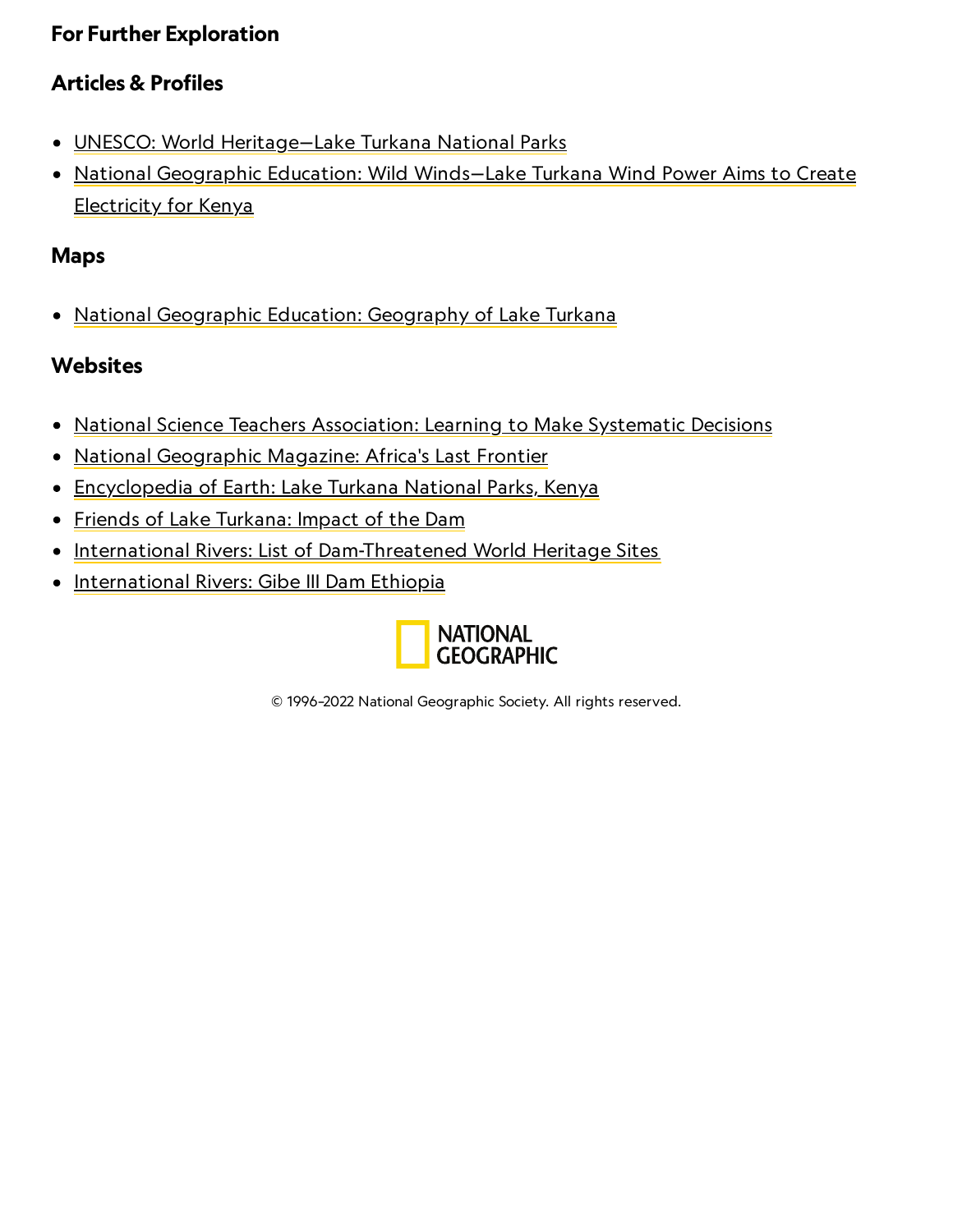## For Further Exploration

### Articles & Profiles

- UNESCO: World Heritage—Lake Turkana National Parks
- National Geographic Education: Wild Winds—Lake Turkana Wind Power Aims to Create Electricity for Kenya

### Maps

- National Geographic Education: Geography of Lake Turkana

### Websites

- National Science Teachers Association: Learning to Make Systematic Decisions
- National Geographic Magazine: Africa's Last Frontier
- Encyclopedia of Earth: Lake Turkana National Parks, Kenya
- Friends of Lake Turkana: Impact of the Dam
- International Rivers: List of Dam-Threatened World Heritage Sites
- International Rivers: Gibe III Dam Ethiopia

NATIONAL GEOGRAPHIC

© 1996-2022 National Geographic Society. All rights reserved.